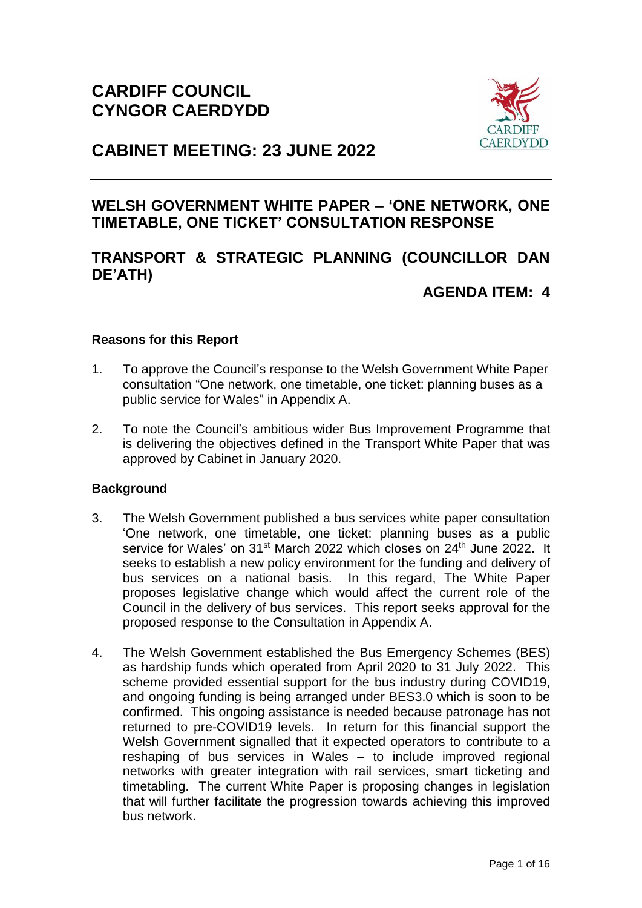# CARDIFF COUNCIL
# CYNGOR CAERDYDD

# CABINET MEETING: 23 JUNE 2022

## WELSH GOVERNMENT WHITE PAPER – 'ONE NETWORK, ONE TIMETABLE, ONE TICKET' CONSULTATION RESPONSE

## TRANSPORT & STRATEGIC PLANNING (COUNCILLOR DAN DE'ATH)

## AGENDA ITEM: 4

### Reasons for this Report

1. To approve the Council's response to the Welsh Government White Paper consultation "One network, one timetable, one ticket: planning buses as a public service for Wales" in Appendix A.

2. To note the Council's ambitious wider Bus Improvement Programme that is delivering the objectives defined in the Transport White Paper that was approved by Cabinet in January 2020.

### Background

3. The Welsh Government published a bus services white paper consultation 'One network, one timetable, one ticket: planning buses as a public service for Wales' on 31st March 2022 which closes on 24th June 2022. It seeks to establish a new policy environment for the funding and delivery of bus services on a national basis. In this regard, The White Paper proposes legislative change which would affect the current role of the Council in the delivery of bus services. This report seeks approval for the proposed response to the Consultation in Appendix A.

4. The Welsh Government established the Bus Emergency Schemes (BES) as hardship funds which operated from April 2020 to 31 July 2022. This scheme provided essential support for the bus industry during COVID19, and ongoing funding is being arranged under BES3.0 which is soon to be confirmed. This ongoing assistance is needed because patronage has not returned to pre-COVID19 levels. In return for this financial support the Welsh Government signalled that it expected operators to contribute to a reshaping of bus services in Wales – to include improved regional networks with greater integration with rail services, smart ticketing and timetabling. The current White Paper is proposing changes in legislation that will further facilitate the progression towards achieving this improved bus network.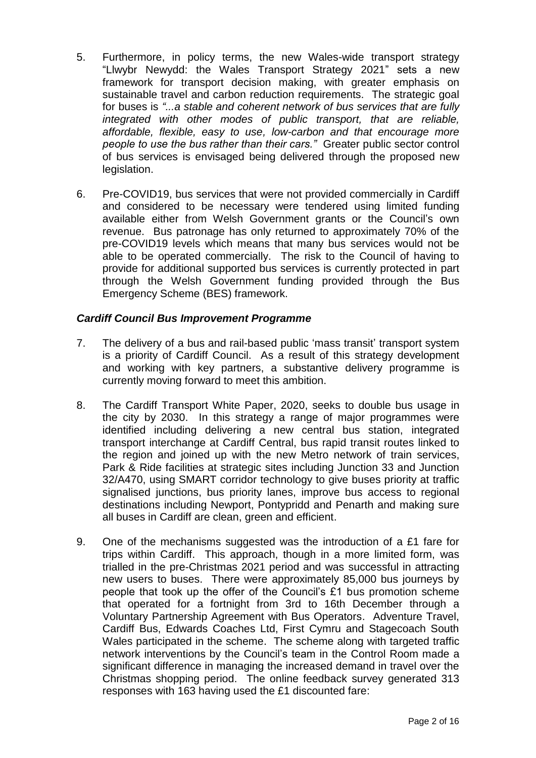5. Furthermore, in policy terms, the new Wales-wide transport strategy "Llwybr Newydd: the Wales Transport Strategy 2021" sets a new framework for transport decision making, with greater emphasis on sustainable travel and carbon reduction requirements. The strategic goal for buses is *"...a stable and coherent network of bus services that are fully integrated with other modes of public transport, that are reliable, affordable, flexible, easy to use, low-carbon and that encourage more people to use the bus rather than their cars."* Greater public sector control of bus services is envisaged being delivered through the proposed new legislation.

6. Pre-COVID19, bus services that were not provided commercially in Cardiff and considered to be necessary were tendered using limited funding available either from Welsh Government grants or the Council's own revenue. Bus patronage has only returned to approximately 70% of the pre-COVID19 levels which means that many bus services would not be able to be operated commercially. The risk to the Council of having to provide for additional supported bus services is currently protected in part through the Welsh Government funding provided through the Bus Emergency Scheme (BES) framework.

### *Cardiff Council Bus Improvement Programme*

7. The delivery of a bus and rail-based public 'mass transit' transport system is a priority of Cardiff Council. As a result of this strategy development and working with key partners, a substantive delivery programme is currently moving forward to meet this ambition.

8. The Cardiff Transport White Paper, 2020, seeks to double bus usage in the city by 2030. In this strategy a range of major programmes were identified including delivering a new central bus station, integrated transport interchange at Cardiff Central, bus rapid transit routes linked to the region and joined up with the new Metro network of train services, Park & Ride facilities at strategic sites including Junction 33 and Junction 32/A470, using SMART corridor technology to give buses priority at traffic signalised junctions, bus priority lanes, improve bus access to regional destinations including Newport, Pontypridd and Penarth and making sure all buses in Cardiff are clean, green and efficient.

9. One of the mechanisms suggested was the introduction of a £1 fare for trips within Cardiff. This approach, though in a more limited form, was trialled in the pre-Christmas 2021 period and was successful in attracting new users to buses. There were approximately 85,000 bus journeys by people that took up the offer of the Council's £1 bus promotion scheme that operated for a fortnight from 3rd to 16th December through a Voluntary Partnership Agreement with Bus Operators. Adventure Travel, Cardiff Bus, Edwards Coaches Ltd, First Cymru and Stagecoach South Wales participated in the scheme. The scheme along with targeted traffic network interventions by the Council's team in the Control Room made a significant difference in managing the increased demand in travel over the Christmas shopping period. The online feedback survey generated 313 responses with 163 having used the £1 discounted fare: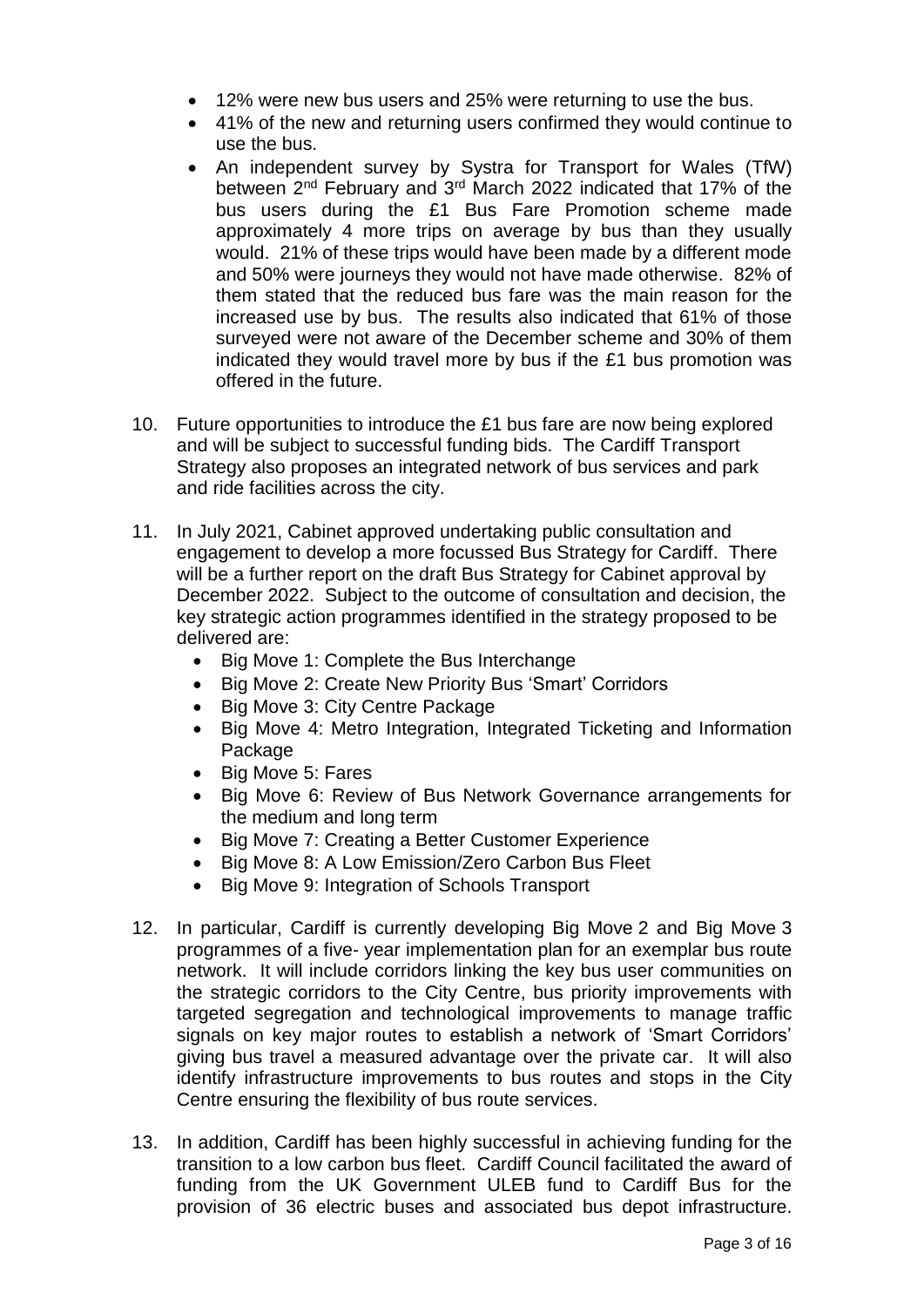- 12% were new bus users and 25% were returning to use the bus.
- 41% of the new and returning users confirmed they would continue to use the bus.
- An independent survey by Systra for Transport for Wales (TfW) between 2nd February and 3rd March 2022 indicated that 17% of the bus users during the £1 Bus Fare Promotion scheme made approximately 4 more trips on average by bus than they usually would. 21% of these trips would have been made by a different mode and 50% were journeys they would not have made otherwise. 82% of them stated that the reduced bus fare was the main reason for the increased use by bus. The results also indicated that 61% of those surveyed were not aware of the December scheme and 30% of them indicated they would travel more by bus if the £1 bus promotion was offered in the future.

10. Future opportunities to introduce the £1 bus fare are now being explored and will be subject to successful funding bids. The Cardiff Transport Strategy also proposes an integrated network of bus services and park and ride facilities across the city.

11. In July 2021, Cabinet approved undertaking public consultation and engagement to develop a more focussed Bus Strategy for Cardiff. There will be a further report on the draft Bus Strategy for Cabinet approval by December 2022. Subject to the outcome of consultation and decision, the key strategic action programmes identified in the strategy proposed to be delivered are:
    - Big Move 1: Complete the Bus Interchange
    - Big Move 2: Create New Priority Bus 'Smart' Corridors
    - Big Move 3: City Centre Package
    - Big Move 4: Metro Integration, Integrated Ticketing and Information Package
    - Big Move 5: Fares
    - Big Move 6: Review of Bus Network Governance arrangements for the medium and long term
    - Big Move 7: Creating a Better Customer Experience
    - Big Move 8: A Low Emission/Zero Carbon Bus Fleet
    - Big Move 9: Integration of Schools Transport

12. In particular, Cardiff is currently developing Big Move 2 and Big Move 3 programmes of a five- year implementation plan for an exemplar bus route network. It will include corridors linking the key bus user communities on the strategic corridors to the City Centre, bus priority improvements with targeted segregation and technological improvements to manage traffic signals on key major routes to establish a network of 'Smart Corridors' giving bus travel a measured advantage over the private car. It will also identify infrastructure improvements to bus routes and stops in the City Centre ensuring the flexibility of bus route services.

13. In addition, Cardiff has been highly successful in achieving funding for the transition to a low carbon bus fleet. Cardiff Council facilitated the award of funding from the UK Government ULEB fund to Cardiff Bus for the provision of 36 electric buses and associated bus depot infrastructure.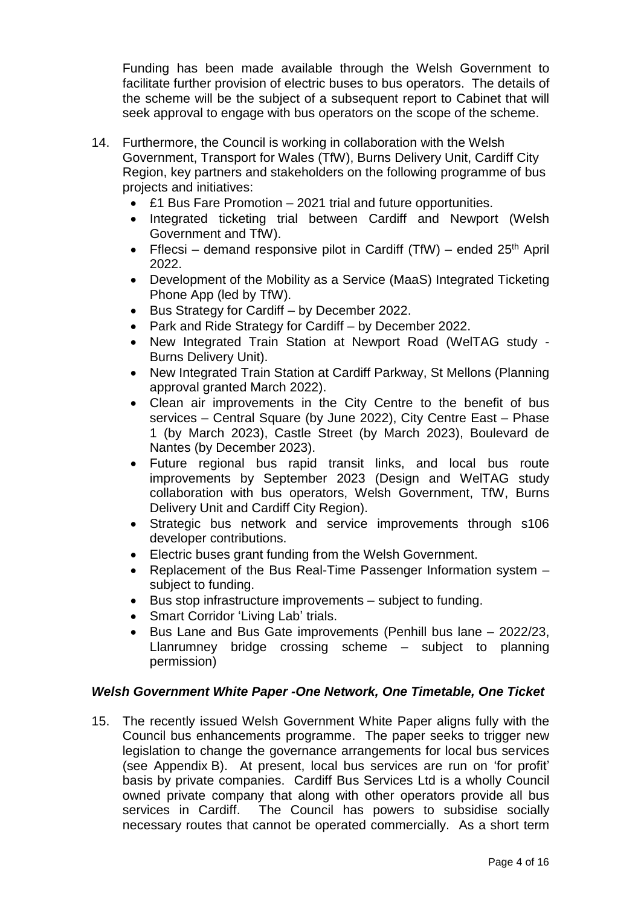Funding has been made available through the Welsh Government to facilitate further provision of electric buses to bus operators. The details of the scheme will be the subject of a subsequent report to Cabinet that will seek approval to engage with bus operators on the scope of the scheme.

14. Furthermore, the Council is working in collaboration with the Welsh Government, Transport for Wales (TfW), Burns Delivery Unit, Cardiff City Region, key partners and stakeholders on the following programme of bus projects and initiatives:
    - £1 Bus Fare Promotion – 2021 trial and future opportunities.
    - Integrated ticketing trial between Cardiff and Newport (Welsh Government and TfW).
    - Fflecsi – demand responsive pilot in Cardiff (TfW) – ended 25th April 2022.
    - Development of the Mobility as a Service (MaaS) Integrated Ticketing Phone App (led by TfW).
    - Bus Strategy for Cardiff – by December 2022.
    - Park and Ride Strategy for Cardiff – by December 2022.
    - New Integrated Train Station at Newport Road (WelTAG study - Burns Delivery Unit).
    - New Integrated Train Station at Cardiff Parkway, St Mellons (Planning approval granted March 2022).
    - Clean air improvements in the City Centre to the benefit of bus services – Central Square (by June 2022), City Centre East – Phase 1 (by March 2023), Castle Street (by March 2023), Boulevard de Nantes (by December 2023).
    - Future regional bus rapid transit links, and local bus route improvements by September 2023 (Design and WelTAG study collaboration with bus operators, Welsh Government, TfW, Burns Delivery Unit and Cardiff City Region).
    - Strategic bus network and service improvements through s106 developer contributions.
    - Electric buses grant funding from the Welsh Government.
    - Replacement of the Bus Real-Time Passenger Information system – subject to funding.
    - Bus stop infrastructure improvements – subject to funding.
    - Smart Corridor 'Living Lab' trials.
    - Bus Lane and Bus Gate improvements (Penhill bus lane – 2022/23, Llanrumney bridge crossing scheme – subject to planning permission)

### *Welsh Government White Paper -One Network, One Timetable, One Ticket*

15. The recently issued Welsh Government White Paper aligns fully with the Council bus enhancements programme. The paper seeks to trigger new legislation to change the governance arrangements for local bus services (see Appendix B). At present, local bus services are run on 'for profit' basis by private companies. Cardiff Bus Services Ltd is a wholly Council owned private company that along with other operators provide all bus services in Cardiff. The Council has powers to subsidise socially necessary routes that cannot be operated commercially. As a short term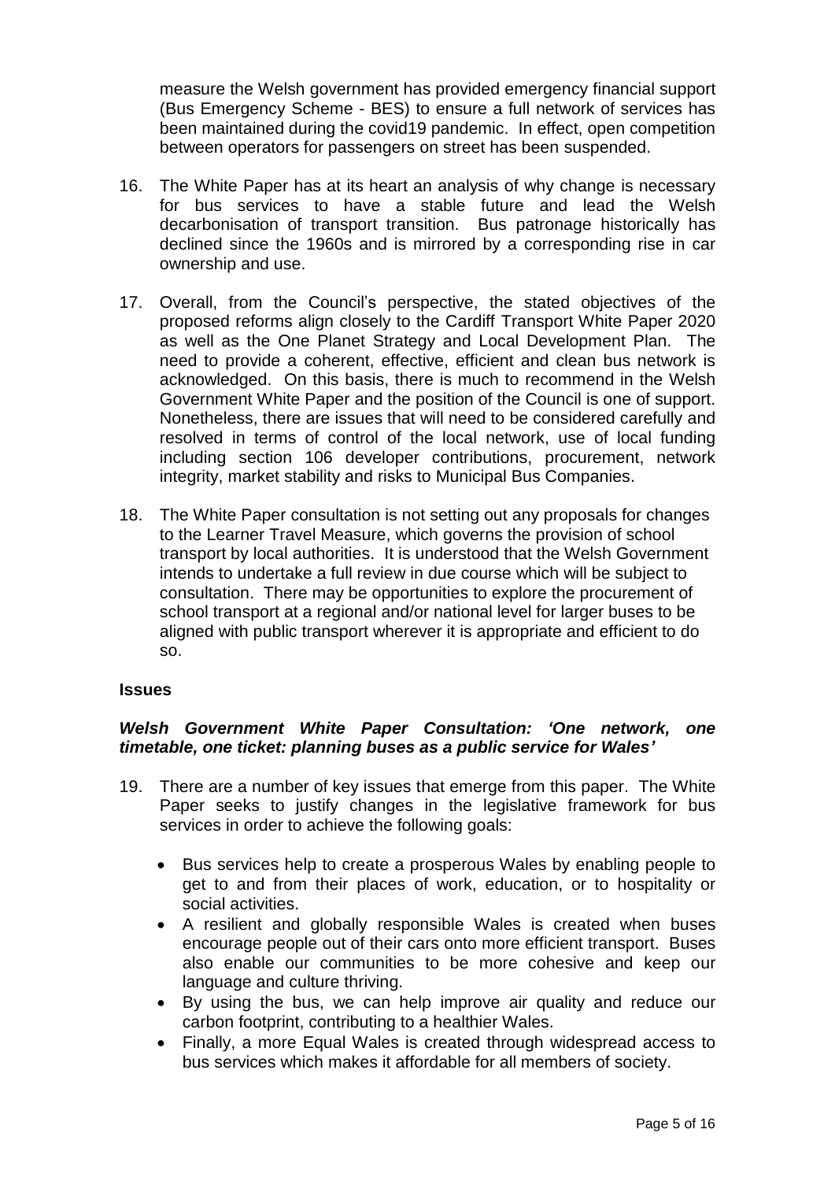measure the Welsh government has provided emergency financial support (Bus Emergency Scheme - BES) to ensure a full network of services has been maintained during the covid19 pandemic. In effect, open competition between operators for passengers on street has been suspended.

16. The White Paper has at its heart an analysis of why change is necessary for bus services to have a stable future and lead the Welsh decarbonisation of transport transition. Bus patronage historically has declined since the 1960s and is mirrored by a corresponding rise in car ownership and use.

17. Overall, from the Council's perspective, the stated objectives of the proposed reforms align closely to the Cardiff Transport White Paper 2020 as well as the One Planet Strategy and Local Development Plan. The need to provide a coherent, effective, efficient and clean bus network is acknowledged. On this basis, there is much to recommend in the Welsh Government White Paper and the position of the Council is one of support. Nonetheless, there are issues that will need to be considered carefully and resolved in terms of control of the local network, use of local funding including section 106 developer contributions, procurement, network integrity, market stability and risks to Municipal Bus Companies.

18. The White Paper consultation is not setting out any proposals for changes to the Learner Travel Measure, which governs the provision of school transport by local authorities. It is understood that the Welsh Government intends to undertake a full review in due course which will be subject to consultation. There may be opportunities to explore the procurement of school transport at a regional and/or national level for larger buses to be aligned with public transport wherever it is appropriate and efficient to do so.

## Issues

### *Welsh Government White Paper Consultation: 'One network, one timetable, one ticket: planning buses as a public service for Wales'*

19. There are a number of key issues that emerge from this paper. The White Paper seeks to justify changes in the legislative framework for bus services in order to achieve the following goals:

    - Bus services help to create a prosperous Wales by enabling people to get to and from their places of work, education, or to hospitality or social activities.
    - A resilient and globally responsible Wales is created when buses encourage people out of their cars onto more efficient transport. Buses also enable our communities to be more cohesive and keep our language and culture thriving.
    - By using the bus, we can help improve air quality and reduce our carbon footprint, contributing to a healthier Wales.
    - Finally, a more Equal Wales is created through widespread access to bus services which makes it affordable for all members of society.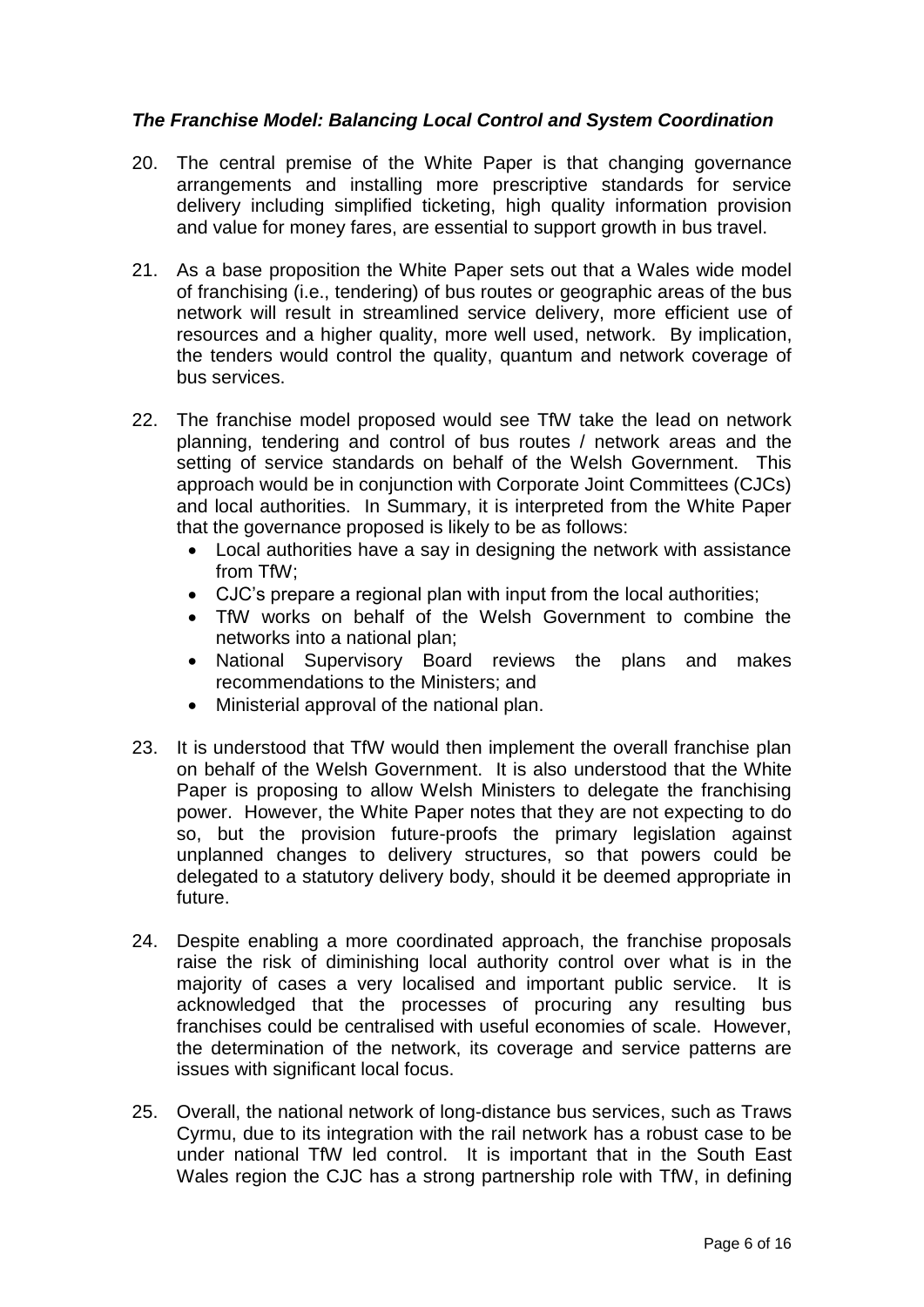### *The Franchise Model: Balancing Local Control and System Coordination*

20. The central premise of the White Paper is that changing governance arrangements and installing more prescriptive standards for service delivery including simplified ticketing, high quality information provision and value for money fares, are essential to support growth in bus travel.

21. As a base proposition the White Paper sets out that a Wales wide model of franchising (i.e., tendering) of bus routes or geographic areas of the bus network will result in streamlined service delivery, more efficient use of resources and a higher quality, more well used, network. By implication, the tenders would control the quality, quantum and network coverage of bus services.

22. The franchise model proposed would see TfW take the lead on network planning, tendering and control of bus routes / network areas and the setting of service standards on behalf of the Welsh Government. This approach would be in conjunction with Corporate Joint Committees (CJCs) and local authorities. In Summary, it is interpreted from the White Paper that the governance proposed is likely to be as follows:
    - Local authorities have a say in designing the network with assistance from TfW;
    - CJC's prepare a regional plan with input from the local authorities;
    - TfW works on behalf of the Welsh Government to combine the networks into a national plan;
    - National Supervisory Board reviews the plans and makes recommendations to the Ministers; and
    - Ministerial approval of the national plan.

23. It is understood that TfW would then implement the overall franchise plan on behalf of the Welsh Government. It is also understood that the White Paper is proposing to allow Welsh Ministers to delegate the franchising power. However, the White Paper notes that they are not expecting to do so, but the provision future-proofs the primary legislation against unplanned changes to delivery structures, so that powers could be delegated to a statutory delivery body, should it be deemed appropriate in future.

24. Despite enabling a more coordinated approach, the franchise proposals raise the risk of diminishing local authority control over what is in the majority of cases a very localised and important public service. It is acknowledged that the processes of procuring any resulting bus franchises could be centralised with useful economies of scale. However, the determination of the network, its coverage and service patterns are issues with significant local focus.

25. Overall, the national network of long-distance bus services, such as Traws Cyrmu, due to its integration with the rail network has a robust case to be under national TfW led control. It is important that in the South East Wales region the CJC has a strong partnership role with TfW, in defining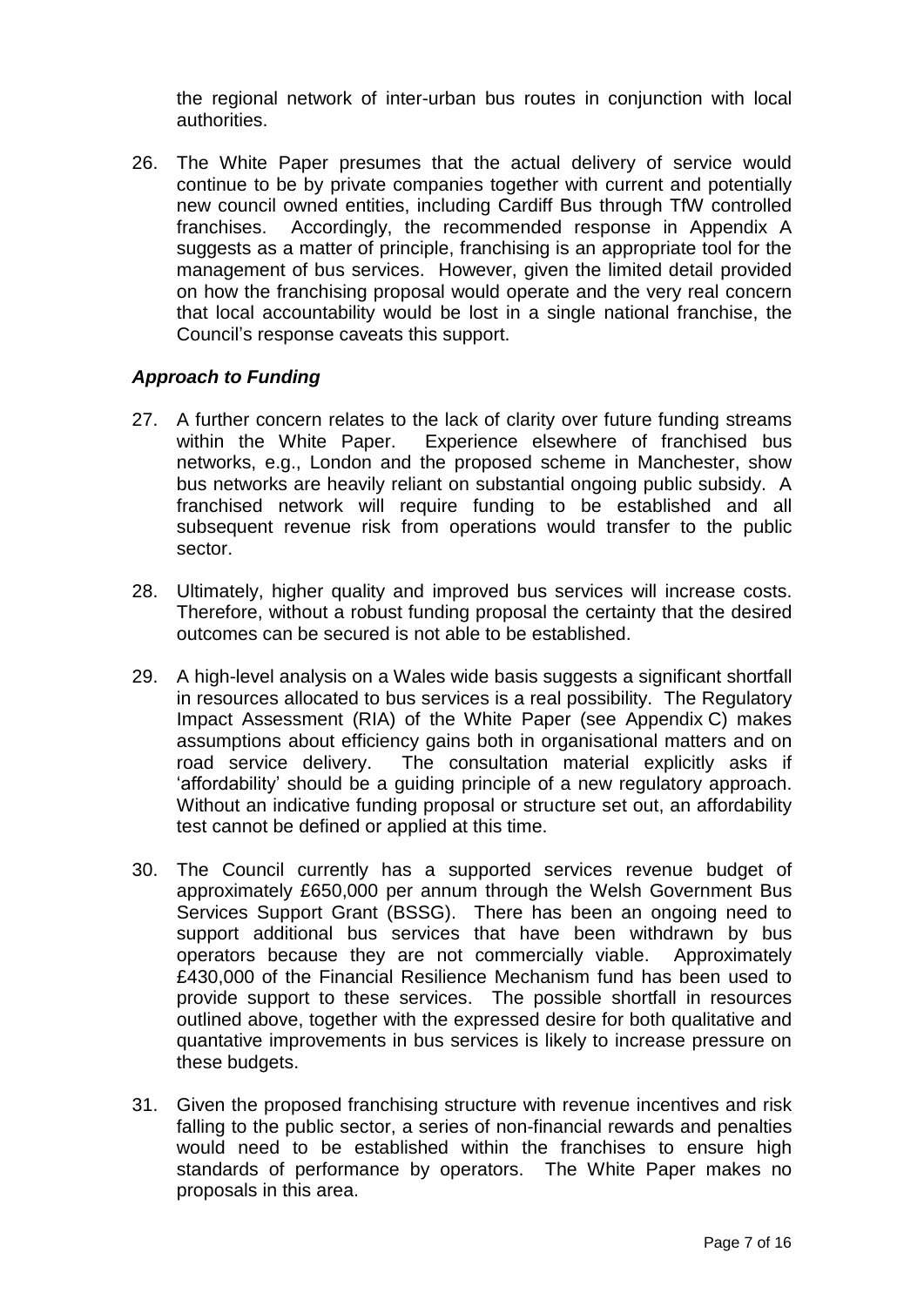the regional network of inter-urban bus routes in conjunction with local authorities.

26. The White Paper presumes that the actual delivery of service would continue to be by private companies together with current and potentially new council owned entities, including Cardiff Bus through TfW controlled franchises. Accordingly, the recommended response in Appendix A suggests as a matter of principle, franchising is an appropriate tool for the management of bus services. However, given the limited detail provided on how the franchising proposal would operate and the very real concern that local accountability would be lost in a single national franchise, the Council's response caveats this support.

### *Approach to Funding*

27. A further concern relates to the lack of clarity over future funding streams within the White Paper. Experience elsewhere of franchised bus networks, e.g., London and the proposed scheme in Manchester, show bus networks are heavily reliant on substantial ongoing public subsidy. A franchised network will require funding to be established and all subsequent revenue risk from operations would transfer to the public sector.

28. Ultimately, higher quality and improved bus services will increase costs. Therefore, without a robust funding proposal the certainty that the desired outcomes can be secured is not able to be established.

29. A high-level analysis on a Wales wide basis suggests a significant shortfall in resources allocated to bus services is a real possibility. The Regulatory Impact Assessment (RIA) of the White Paper (see Appendix C) makes assumptions about efficiency gains both in organisational matters and on road service delivery. The consultation material explicitly asks if 'affordability' should be a guiding principle of a new regulatory approach. Without an indicative funding proposal or structure set out, an affordability test cannot be defined or applied at this time.

30. The Council currently has a supported services revenue budget of approximately £650,000 per annum through the Welsh Government Bus Services Support Grant (BSSG). There has been an ongoing need to support additional bus services that have been withdrawn by bus operators because they are not commercially viable. Approximately £430,000 of the Financial Resilience Mechanism fund has been used to provide support to these services. The possible shortfall in resources outlined above, together with the expressed desire for both qualitative and quantative improvements in bus services is likely to increase pressure on these budgets.

31. Given the proposed franchising structure with revenue incentives and risk falling to the public sector, a series of non-financial rewards and penalties would need to be established within the franchises to ensure high standards of performance by operators. The White Paper makes no proposals in this area.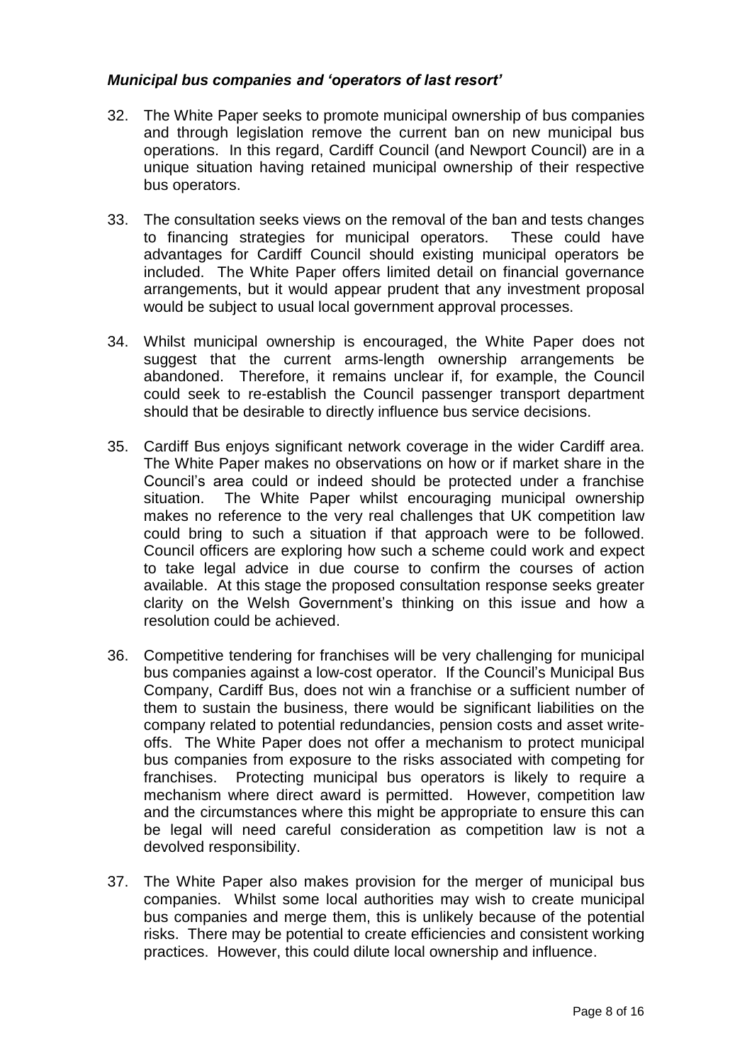### *Municipal bus companies and 'operators of last resort'*

32. The White Paper seeks to promote municipal ownership of bus companies and through legislation remove the current ban on new municipal bus operations. In this regard, Cardiff Council (and Newport Council) are in a unique situation having retained municipal ownership of their respective bus operators.

33. The consultation seeks views on the removal of the ban and tests changes to financing strategies for municipal operators. These could have advantages for Cardiff Council should existing municipal operators be included. The White Paper offers limited detail on financial governance arrangements, but it would appear prudent that any investment proposal would be subject to usual local government approval processes.

34. Whilst municipal ownership is encouraged, the White Paper does not suggest that the current arms-length ownership arrangements be abandoned. Therefore, it remains unclear if, for example, the Council could seek to re-establish the Council passenger transport department should that be desirable to directly influence bus service decisions.

35. Cardiff Bus enjoys significant network coverage in the wider Cardiff area. The White Paper makes no observations on how or if market share in the Council's area could or indeed should be protected under a franchise situation. The White Paper whilst encouraging municipal ownership makes no reference to the very real challenges that UK competition law could bring to such a situation if that approach were to be followed. Council officers are exploring how such a scheme could work and expect to take legal advice in due course to confirm the courses of action available. At this stage the proposed consultation response seeks greater clarity on the Welsh Government's thinking on this issue and how a resolution could be achieved.

36. Competitive tendering for franchises will be very challenging for municipal bus companies against a low-cost operator. If the Council's Municipal Bus Company, Cardiff Bus, does not win a franchise or a sufficient number of them to sustain the business, there would be significant liabilities on the company related to potential redundancies, pension costs and asset write-offs. The White Paper does not offer a mechanism to protect municipal bus companies from exposure to the risks associated with competing for franchises. Protecting municipal bus operators is likely to require a mechanism where direct award is permitted. However, competition law and the circumstances where this might be appropriate to ensure this can be legal will need careful consideration as competition law is not a devolved responsibility.

37. The White Paper also makes provision for the merger of municipal bus companies. Whilst some local authorities may wish to create municipal bus companies and merge them, this is unlikely because of the potential risks. There may be potential to create efficiencies and consistent working practices. However, this could dilute local ownership and influence.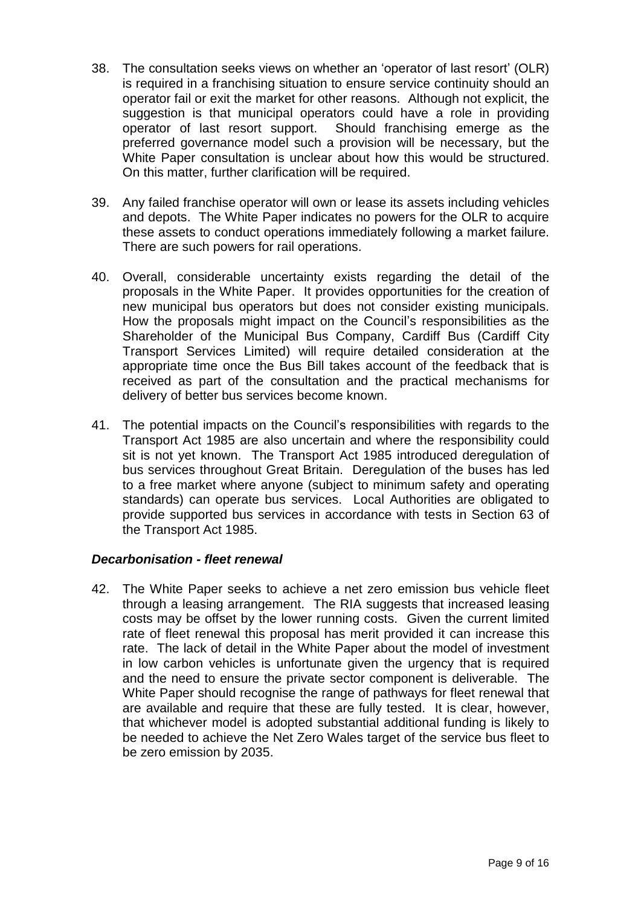38. The consultation seeks views on whether an 'operator of last resort' (OLR) is required in a franchising situation to ensure service continuity should an operator fail or exit the market for other reasons. Although not explicit, the suggestion is that municipal operators could have a role in providing operator of last resort support. Should franchising emerge as the preferred governance model such a provision will be necessary, but the White Paper consultation is unclear about how this would be structured. On this matter, further clarification will be required.

39. Any failed franchise operator will own or lease its assets including vehicles and depots. The White Paper indicates no powers for the OLR to acquire these assets to conduct operations immediately following a market failure. There are such powers for rail operations.

40. Overall, considerable uncertainty exists regarding the detail of the proposals in the White Paper. It provides opportunities for the creation of new municipal bus operators but does not consider existing municipals. How the proposals might impact on the Council's responsibilities as the Shareholder of the Municipal Bus Company, Cardiff Bus (Cardiff City Transport Services Limited) will require detailed consideration at the appropriate time once the Bus Bill takes account of the feedback that is received as part of the consultation and the practical mechanisms for delivery of better bus services become known.

41. The potential impacts on the Council's responsibilities with regards to the Transport Act 1985 are also uncertain and where the responsibility could sit is not yet known. The Transport Act 1985 introduced deregulation of bus services throughout Great Britain. Deregulation of the buses has led to a free market where anyone (subject to minimum safety and operating standards) can operate bus services. Local Authorities are obligated to provide supported bus services in accordance with tests in Section 63 of the Transport Act 1985.

***Decarbonisation - fleet renewal***

42. The White Paper seeks to achieve a net zero emission bus vehicle fleet through a leasing arrangement. The RIA suggests that increased leasing costs may be offset by the lower running costs. Given the current limited rate of fleet renewal this proposal has merit provided it can increase this rate. The lack of detail in the White Paper about the model of investment in low carbon vehicles is unfortunate given the urgency that is required and the need to ensure the private sector component is deliverable. The White Paper should recognise the range of pathways for fleet renewal that are available and require that these are fully tested. It is clear, however, that whichever model is adopted substantial additional funding is likely to be needed to achieve the Net Zero Wales target of the service bus fleet to be zero emission by 2035.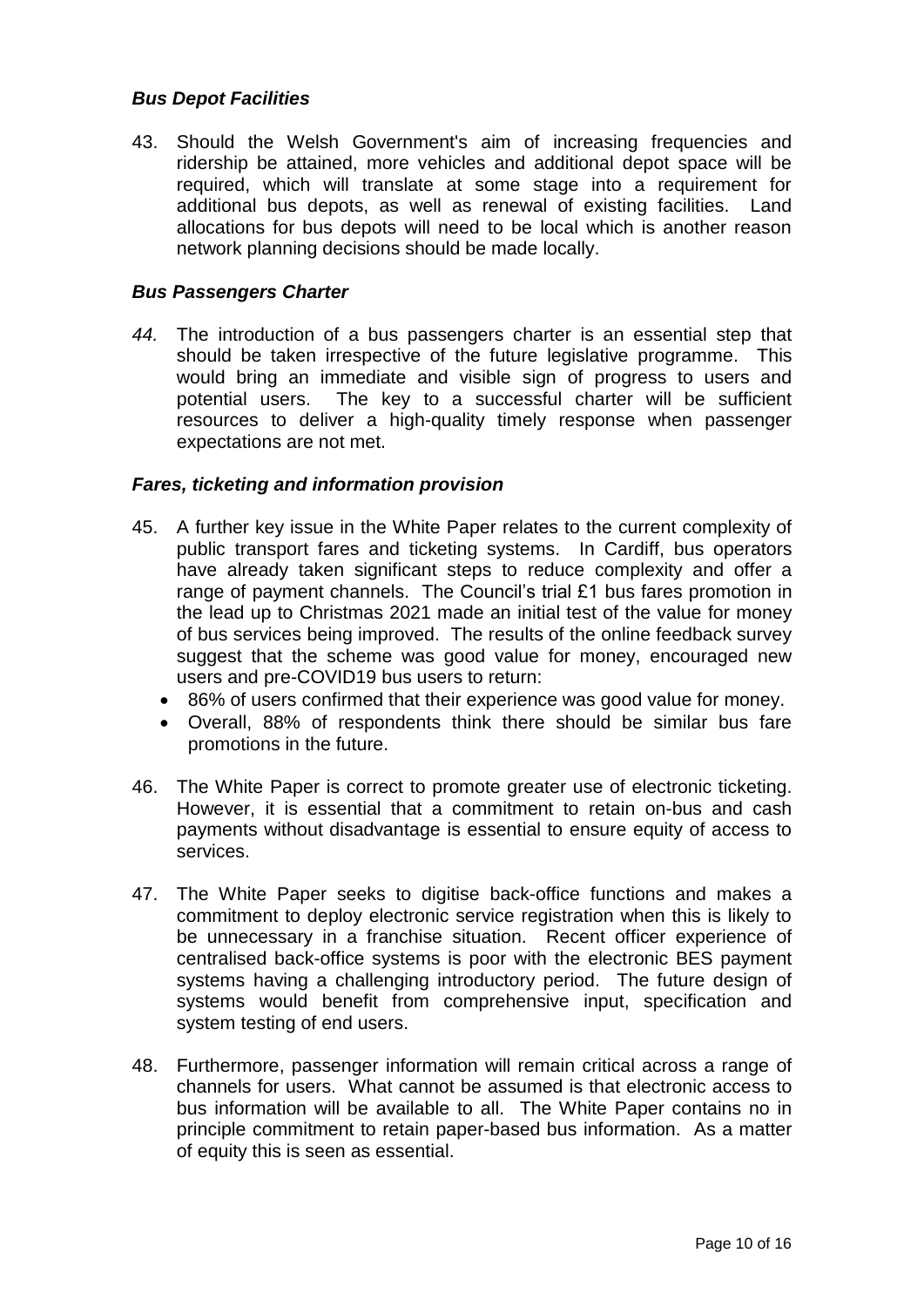### *Bus Depot Facilities*

43. Should the Welsh Government's aim of increasing frequencies and ridership be attained, more vehicles and additional depot space will be required, which will translate at some stage into a requirement for additional bus depots, as well as renewal of existing facilities. Land allocations for bus depots will need to be local which is another reason network planning decisions should be made locally.

### *Bus Passengers Charter*

44. The introduction of a bus passengers charter is an essential step that should be taken irrespective of the future legislative programme. This would bring an immediate and visible sign of progress to users and potential users. The key to a successful charter will be sufficient resources to deliver a high-quality timely response when passenger expectations are not met.

### *Fares, ticketing and information provision*

45. A further key issue in the White Paper relates to the current complexity of public transport fares and ticketing systems. In Cardiff, bus operators have already taken significant steps to reduce complexity and offer a range of payment channels. The Council's trial £1 bus fares promotion in the lead up to Christmas 2021 made an initial test of the value for money of bus services being improved. The results of the online feedback survey suggest that the scheme was good value for money, encouraged new users and pre-COVID19 bus users to return:
    - 86% of users confirmed that their experience was good value for money.
    - Overall, 88% of respondents think there should be similar bus fare promotions in the future.

46. The White Paper is correct to promote greater use of electronic ticketing. However, it is essential that a commitment to retain on-bus and cash payments without disadvantage is essential to ensure equity of access to services.

47. The White Paper seeks to digitise back-office functions and makes a commitment to deploy electronic service registration when this is likely to be unnecessary in a franchise situation. Recent officer experience of centralised back-office systems is poor with the electronic BES payment systems having a challenging introductory period. The future design of systems would benefit from comprehensive input, specification and system testing of end users.

48. Furthermore, passenger information will remain critical across a range of channels for users. What cannot be assumed is that electronic access to bus information will be available to all. The White Paper contains no in principle commitment to retain paper-based bus information. As a matter of equity this is seen as essential.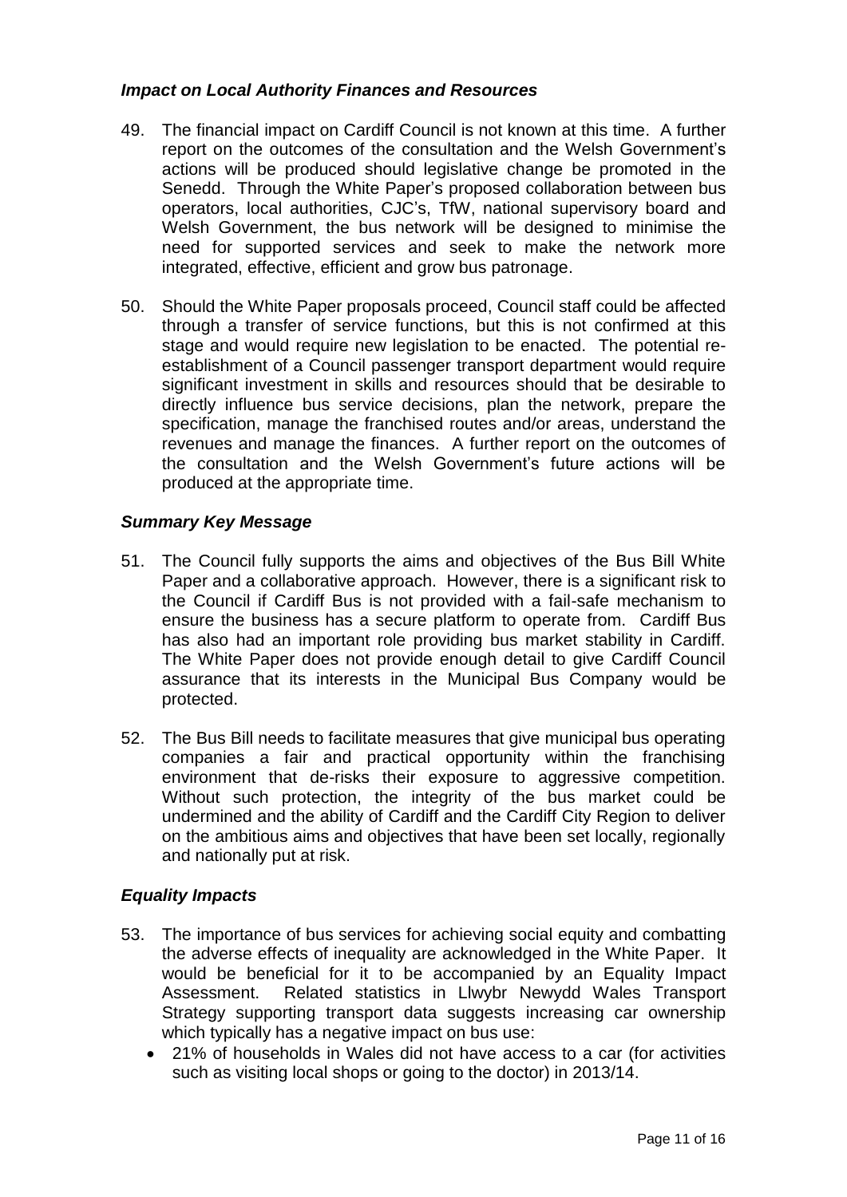### *Impact on Local Authority Finances and Resources*

49. The financial impact on Cardiff Council is not known at this time. A further report on the outcomes of the consultation and the Welsh Government's actions will be produced should legislative change be promoted in the Senedd. Through the White Paper's proposed collaboration between bus operators, local authorities, CJC's, TfW, national supervisory board and Welsh Government, the bus network will be designed to minimise the need for supported services and seek to make the network more integrated, effective, efficient and grow bus patronage.

50. Should the White Paper proposals proceed, Council staff could be affected through a transfer of service functions, but this is not confirmed at this stage and would require new legislation to be enacted. The potential re-establishment of a Council passenger transport department would require significant investment in skills and resources should that be desirable to directly influence bus service decisions, plan the network, prepare the specification, manage the franchised routes and/or areas, understand the revenues and manage the finances. A further report on the outcomes of the consultation and the Welsh Government's future actions will be produced at the appropriate time.

### *Summary Key Message*

51. The Council fully supports the aims and objectives of the Bus Bill White Paper and a collaborative approach. However, there is a significant risk to the Council if Cardiff Bus is not provided with a fail-safe mechanism to ensure the business has a secure platform to operate from. Cardiff Bus has also had an important role providing bus market stability in Cardiff. The White Paper does not provide enough detail to give Cardiff Council assurance that its interests in the Municipal Bus Company would be protected.

52. The Bus Bill needs to facilitate measures that give municipal bus operating companies a fair and practical opportunity within the franchising environment that de-risks their exposure to aggressive competition. Without such protection, the integrity of the bus market could be undermined and the ability of Cardiff and the Cardiff City Region to deliver on the ambitious aims and objectives that have been set locally, regionally and nationally put at risk.

### *Equality Impacts*

53. The importance of bus services for achieving social equity and combatting the adverse effects of inequality are acknowledged in the White Paper. It would be beneficial for it to be accompanied by an Equality Impact Assessment. Related statistics in Llwybr Newydd Wales Transport Strategy supporting transport data suggests increasing car ownership which typically has a negative impact on bus use:
    - 21% of households in Wales did not have access to a car (for activities such as visiting local shops or going to the doctor) in 2013/14.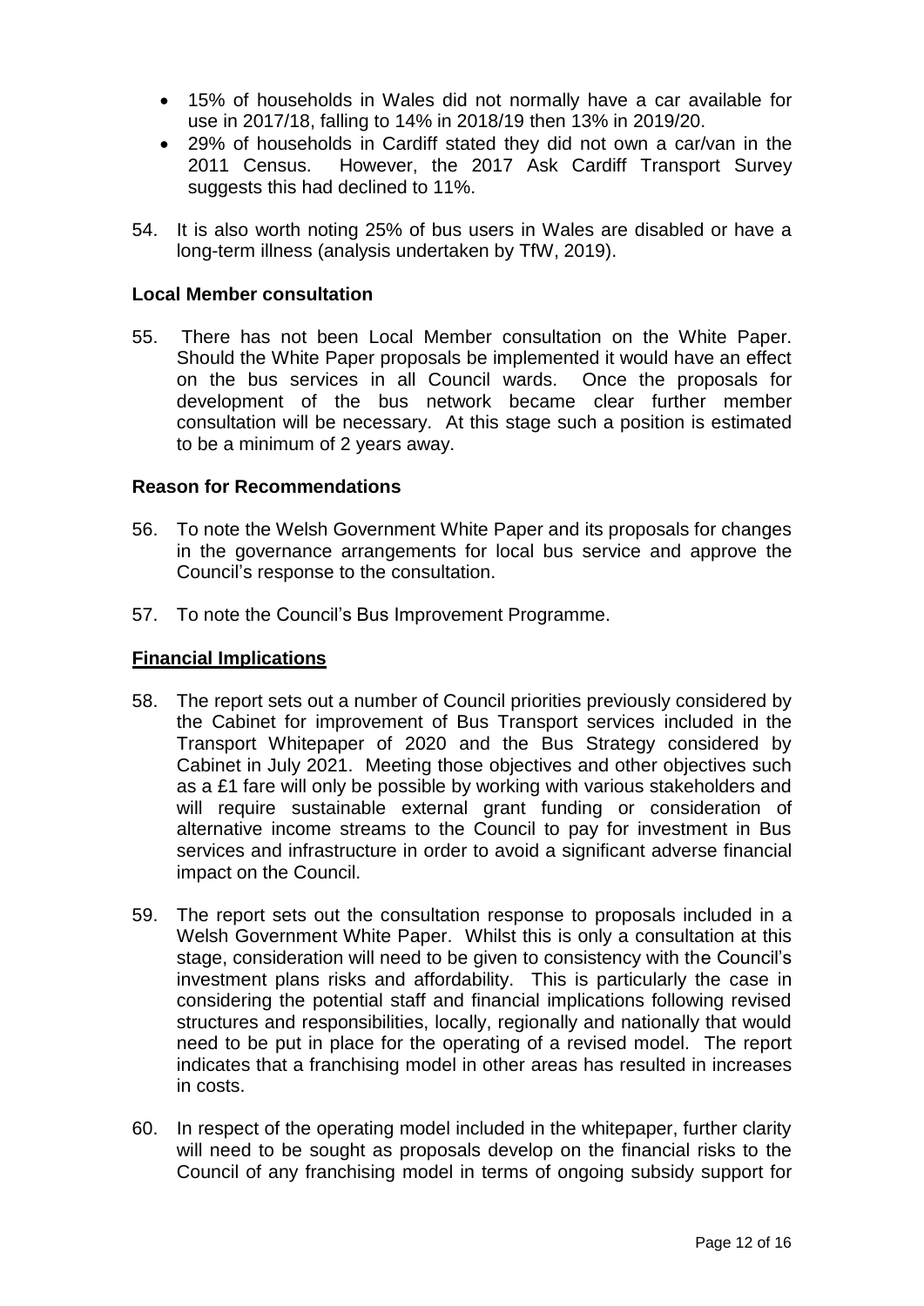- 15% of households in Wales did not normally have a car available for use in 2017/18, falling to 14% in 2018/19 then 13% in 2019/20.
- 29% of households in Cardiff stated they did not own a car/van in the 2011 Census. However, the 2017 Ask Cardiff Transport Survey suggests this had declined to 11%.

54. It is also worth noting 25% of bus users in Wales are disabled or have a long-term illness (analysis undertaken by TfW, 2019).

**Local Member consultation**

55. There has not been Local Member consultation on the White Paper. Should the White Paper proposals be implemented it would have an effect on the bus services in all Council wards. Once the proposals for development of the bus network became clear further member consultation will be necessary. At this stage such a position is estimated to be a minimum of 2 years away.

**Reason for Recommendations**

56. To note the Welsh Government White Paper and its proposals for changes in the governance arrangements for local bus service and approve the Council's response to the consultation.

57. To note the Council's Bus Improvement Programme.

**Financial Implications**

58. The report sets out a number of Council priorities previously considered by the Cabinet for improvement of Bus Transport services included in the Transport Whitepaper of 2020 and the Bus Strategy considered by Cabinet in July 2021. Meeting those objectives and other objectives such as a £1 fare will only be possible by working with various stakeholders and will require sustainable external grant funding or consideration of alternative income streams to the Council to pay for investment in Bus services and infrastructure in order to avoid a significant adverse financial impact on the Council.

59. The report sets out the consultation response to proposals included in a Welsh Government White Paper. Whilst this is only a consultation at this stage, consideration will need to be given to consistency with the Council's investment plans risks and affordability. This is particularly the case in considering the potential staff and financial implications following revised structures and responsibilities, locally, regionally and nationally that would need to be put in place for the operating of a revised model. The report indicates that a franchising model in other areas has resulted in increases in costs.

60. In respect of the operating model included in the whitepaper, further clarity will need to be sought as proposals develop on the financial risks to the Council of any franchising model in terms of ongoing subsidy support for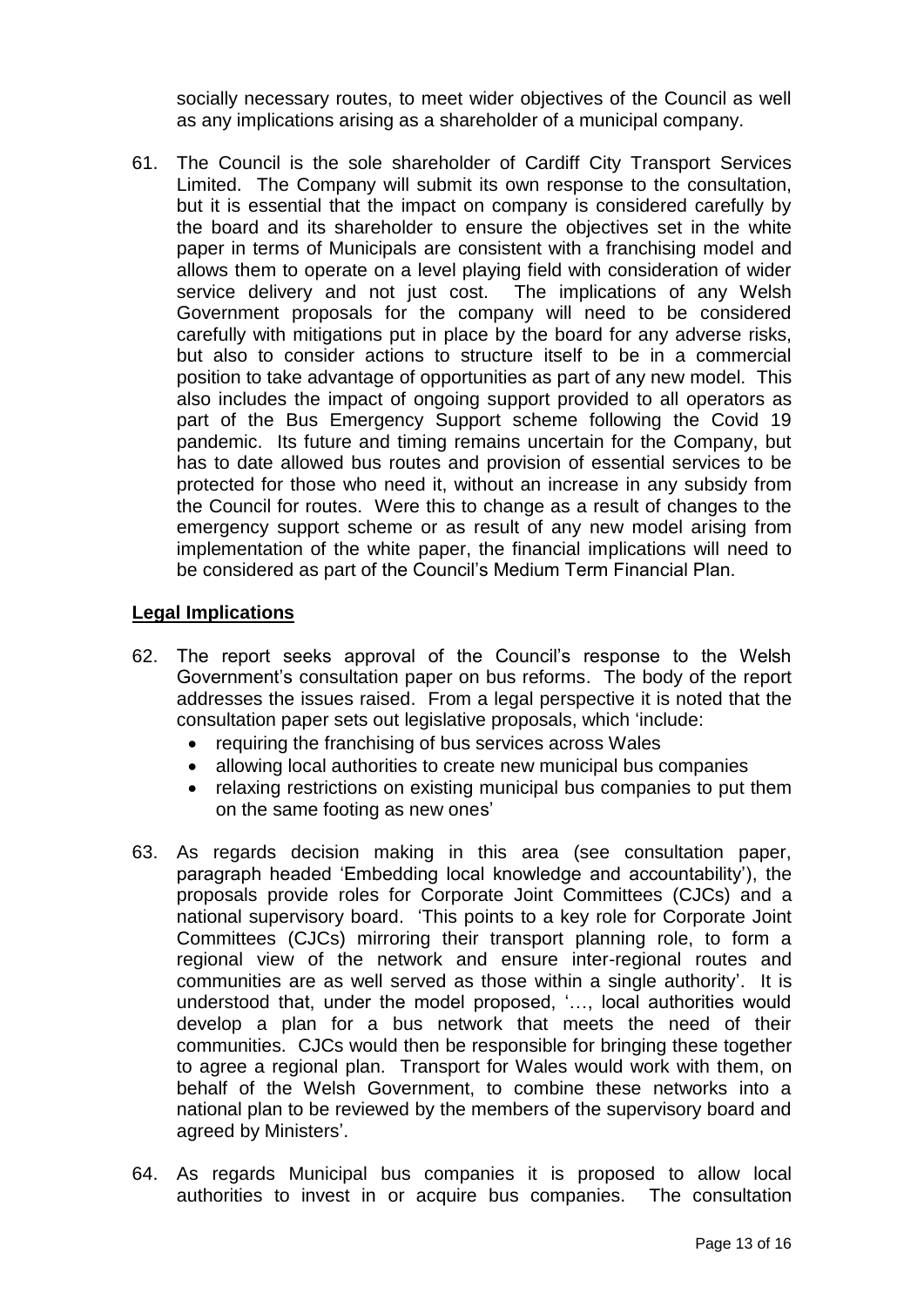socially necessary routes, to meet wider objectives of the Council as well as any implications arising as a shareholder of a municipal company.

61. The Council is the sole shareholder of Cardiff City Transport Services Limited. The Company will submit its own response to the consultation, but it is essential that the impact on company is considered carefully by the board and its shareholder to ensure the objectives set in the white paper in terms of Municipals are consistent with a franchising model and allows them to operate on a level playing field with consideration of wider service delivery and not just cost. The implications of any Welsh Government proposals for the company will need to be considered carefully with mitigations put in place by the board for any adverse risks, but also to consider actions to structure itself to be in a commercial position to take advantage of opportunities as part of any new model. This also includes the impact of ongoing support provided to all operators as part of the Bus Emergency Support scheme following the Covid 19 pandemic. Its future and timing remains uncertain for the Company, but has to date allowed bus routes and provision of essential services to be protected for those who need it, without an increase in any subsidy from the Council for routes. Were this to change as a result of changes to the emergency support scheme or as result of any new model arising from implementation of the white paper, the financial implications will need to be considered as part of the Council's Medium Term Financial Plan.

**Legal Implications**

62. The report seeks approval of the Council's response to the Welsh Government's consultation paper on bus reforms. The body of the report addresses the issues raised. From a legal perspective it is noted that the consultation paper sets out legislative proposals, which 'include:
    - requiring the franchising of bus services across Wales
    - allowing local authorities to create new municipal bus companies
    - relaxing restrictions on existing municipal bus companies to put them on the same footing as new ones'

63. As regards decision making in this area (see consultation paper, paragraph headed 'Embedding local knowledge and accountability'), the proposals provide roles for Corporate Joint Committees (CJCs) and a national supervisory board. 'This points to a key role for Corporate Joint Committees (CJCs) mirroring their transport planning role, to form a regional view of the network and ensure inter-regional routes and communities are as well served as those within a single authority'. It is understood that, under the model proposed, '…, local authorities would develop a plan for a bus network that meets the need of their communities. CJCs would then be responsible for bringing these together to agree a regional plan. Transport for Wales would work with them, on behalf of the Welsh Government, to combine these networks into a national plan to be reviewed by the members of the supervisory board and agreed by Ministers'.

64. As regards Municipal bus companies it is proposed to allow local authorities to invest in or acquire bus companies. The consultation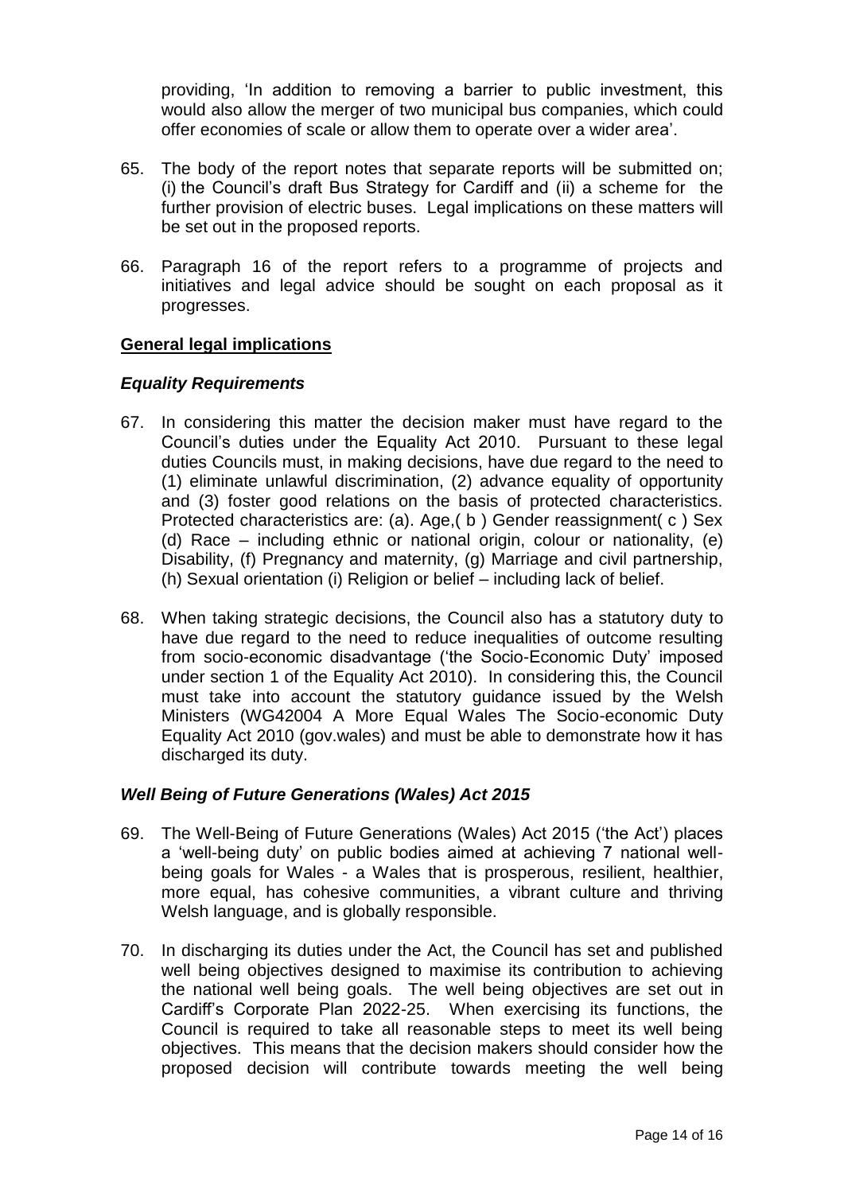providing, 'In addition to removing a barrier to public investment, this would also allow the merger of two municipal bus companies, which could offer economies of scale or allow them to operate over a wider area'.

65. The body of the report notes that separate reports will be submitted on; (i) the Council's draft Bus Strategy for Cardiff and (ii) a scheme for the further provision of electric buses. Legal implications on these matters will be set out in the proposed reports.

66. Paragraph 16 of the report refers to a programme of projects and initiatives and legal advice should be sought on each proposal as it progresses.

**General legal implications**

***Equality Requirements***

67. In considering this matter the decision maker must have regard to the Council's duties under the Equality Act 2010. Pursuant to these legal duties Councils must, in making decisions, have due regard to the need to (1) eliminate unlawful discrimination, (2) advance equality of opportunity and (3) foster good relations on the basis of protected characteristics. Protected characteristics are: (a). Age,( b ) Gender reassignment( c ) Sex (d) Race – including ethnic or national origin, colour or nationality, (e) Disability, (f) Pregnancy and maternity, (g) Marriage and civil partnership, (h) Sexual orientation (i) Religion or belief – including lack of belief.

68. When taking strategic decisions, the Council also has a statutory duty to have due regard to the need to reduce inequalities of outcome resulting from socio-economic disadvantage ('the Socio-Economic Duty' imposed under section 1 of the Equality Act 2010). In considering this, the Council must take into account the statutory guidance issued by the Welsh Ministers (WG42004 A More Equal Wales The Socio-economic Duty Equality Act 2010 (gov.wales) and must be able to demonstrate how it has discharged its duty.

***Well Being of Future Generations (Wales) Act 2015***

69. The Well-Being of Future Generations (Wales) Act 2015 ('the Act') places a 'well-being duty' on public bodies aimed at achieving 7 national well-being goals for Wales - a Wales that is prosperous, resilient, healthier, more equal, has cohesive communities, a vibrant culture and thriving Welsh language, and is globally responsible.

70. In discharging its duties under the Act, the Council has set and published well being objectives designed to maximise its contribution to achieving the national well being goals. The well being objectives are set out in Cardiff's Corporate Plan 2022-25. When exercising its functions, the Council is required to take all reasonable steps to meet its well being objectives. This means that the decision makers should consider how the proposed decision will contribute towards meeting the well being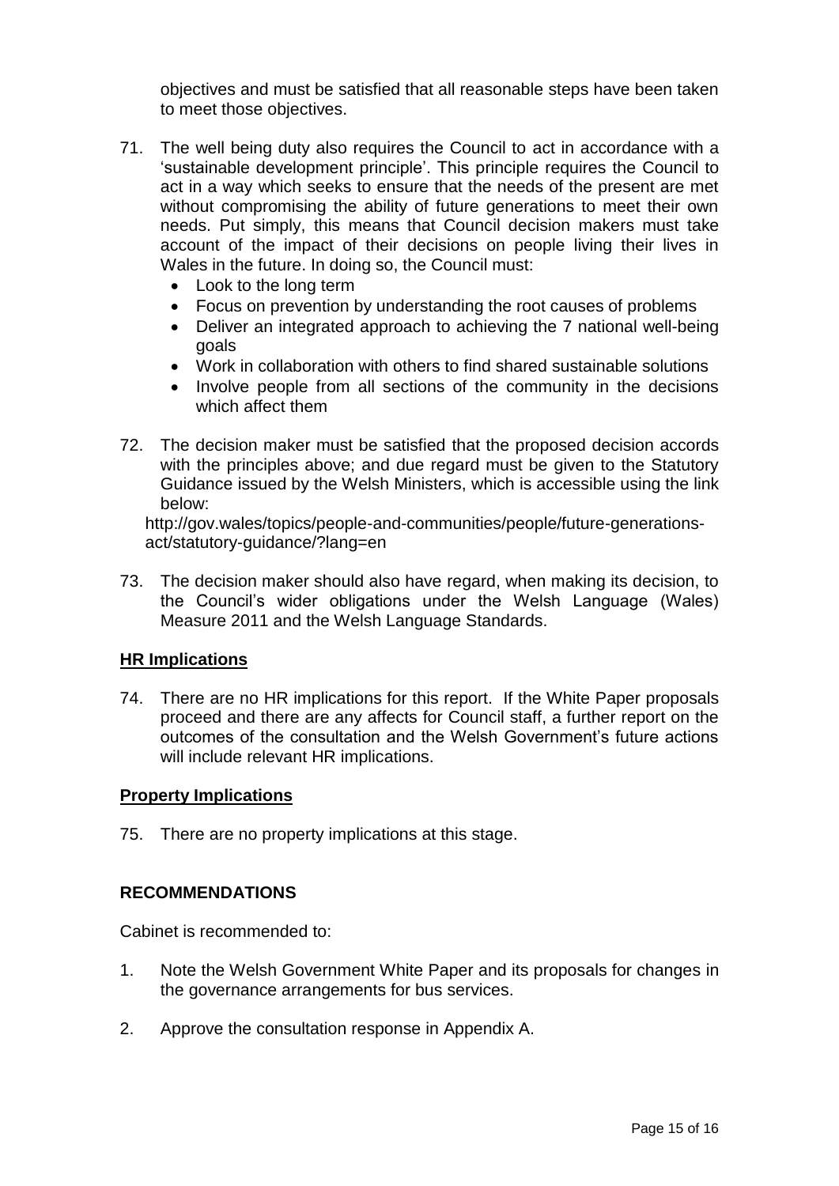objectives and must be satisfied that all reasonable steps have been taken to meet those objectives.

71. The well being duty also requires the Council to act in accordance with a 'sustainable development principle'. This principle requires the Council to act in a way which seeks to ensure that the needs of the present are met without compromising the ability of future generations to meet their own needs. Put simply, this means that Council decision makers must take account of the impact of their decisions on people living their lives in Wales in the future. In doing so, the Council must:
    - Look to the long term
    - Focus on prevention by understanding the root causes of problems
    - Deliver an integrated approach to achieving the 7 national well-being goals
    - Work in collaboration with others to find shared sustainable solutions
    - Involve people from all sections of the community in the decisions which affect them

72. The decision maker must be satisfied that the proposed decision accords with the principles above; and due regard must be given to the Statutory Guidance issued by the Welsh Ministers, which is accessible using the link below:

    http://gov.wales/topics/people-and-communities/people/future-generations-act/statutory-guidance/?lang=en

73. The decision maker should also have regard, when making its decision, to the Council's wider obligations under the Welsh Language (Wales) Measure 2011 and the Welsh Language Standards.

**HR Implications**

74. There are no HR implications for this report. If the White Paper proposals proceed and there are any affects for Council staff, a further report on the outcomes of the consultation and the Welsh Government's future actions will include relevant HR implications.

**Property Implications**

75. There are no property implications at this stage.

**RECOMMENDATIONS**

Cabinet is recommended to:

1. Note the Welsh Government White Paper and its proposals for changes in the governance arrangements for bus services.

2. Approve the consultation response in Appendix A.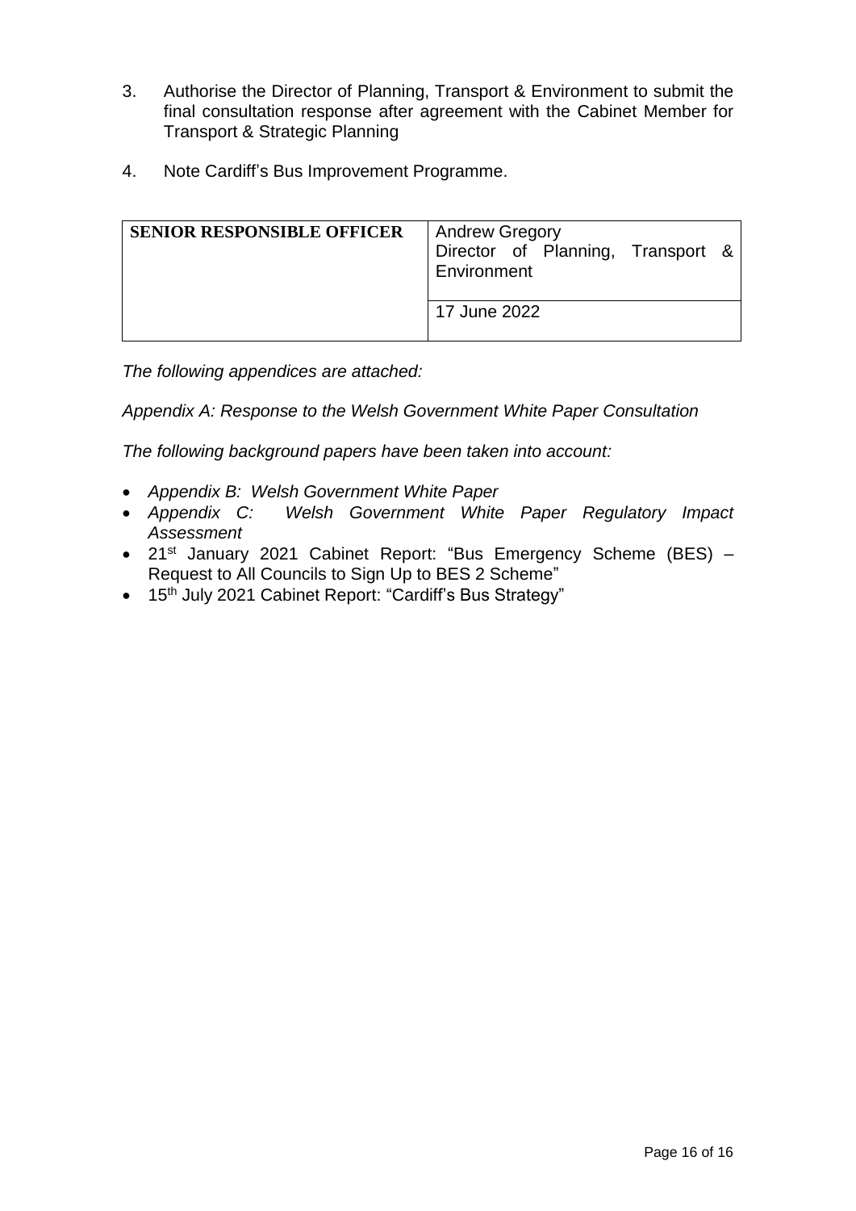3. Authorise the Director of Planning, Transport & Environment to submit the final consultation response after agreement with the Cabinet Member for Transport & Strategic Planning

4. Note Cardiff's Bus Improvement Programme.

| | |
|---|---|
| **SENIOR RESPONSIBLE OFFICER** | Andrew Gregory<br>Director of Planning, Transport & Environment |
| | 17 June 2022 |

*The following appendices are attached:*

*Appendix A: Response to the Welsh Government White Paper Consultation*

*The following background papers have been taken into account:*

- *Appendix B: Welsh Government White Paper*
- *Appendix C: Welsh Government White Paper Regulatory Impact Assessment*
- 21st January 2021 Cabinet Report: "Bus Emergency Scheme (BES) – Request to All Councils to Sign Up to BES 2 Scheme"
- 15th July 2021 Cabinet Report: "Cardiff's Bus Strategy"